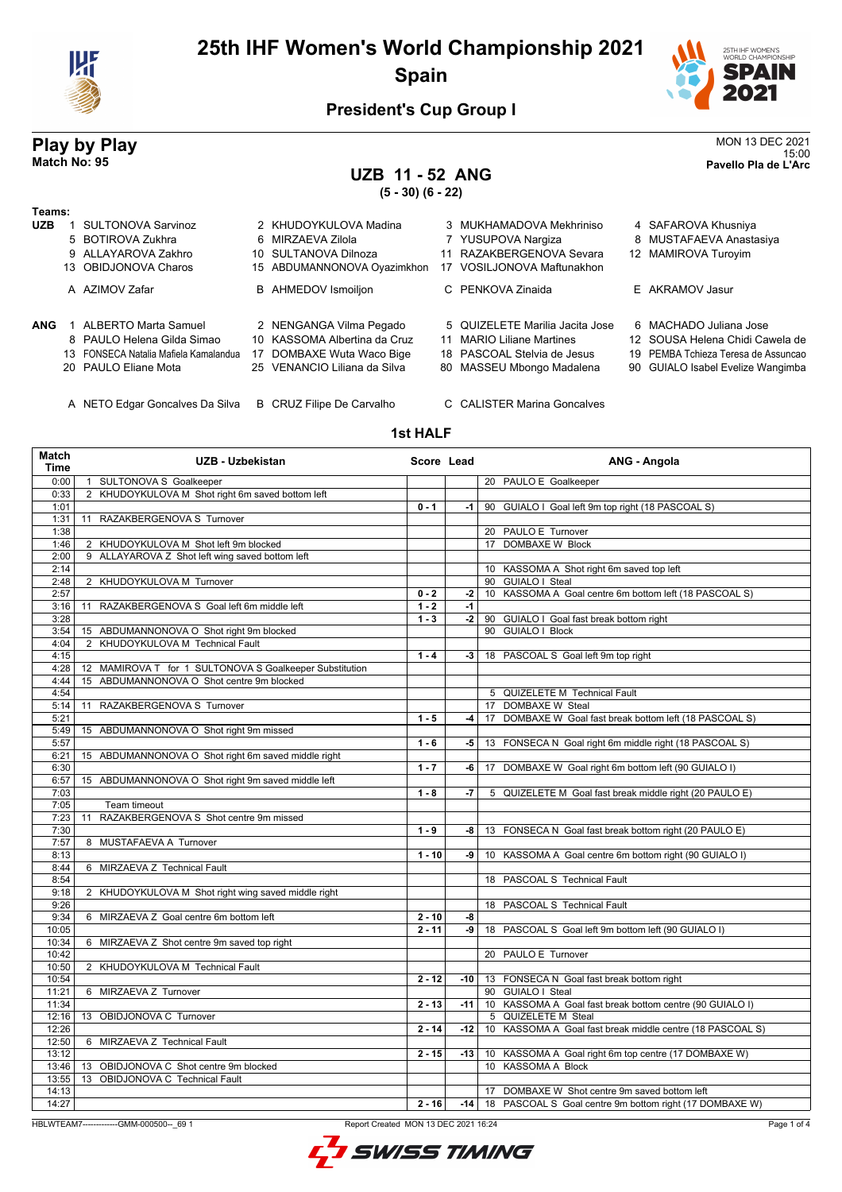# 25th IHF Women's World Championship 2021

## Spain

### President's Cup Group I

**Play by Play**
**Match No: 95**

MON 13 DEC 2021
15:00
**Pavello Pla de L'Arc**

## UZB 11 - 52 ANG

**(5 - 30) (6 - 22)**

**Teams:**

**UZB**
1 SULTONOVA Sarvinoz, 2 KHUDOYKULOVA Madina, 3 MUKHAMADOVA Mekhriniso, 4 SAFAROVA Khusniya
5 BOTIROVA Zukhra, 6 MIRZAEVA Zilola, 7 YUSUPOVA Nargiza, 8 MUSTAFAEVA Anastasiya
9 ALLAYAROVA Zakhro, 10 SULTANOVA Dilnoza, 11 RAZAKBERGENOVA Sevara, 12 MAMIROVA Turoyim
13 OBIDJONOVA Charos, 15 ABDUMANNONOVA Oyazimkhon, 17 VOSILJONOVA Maftunakhon

A AZIMOV Zafar, B AHMEDOV Ismoiljon, C PENKOVA Zinaida, E AKRAMOV Jasur

**ANG**
1 ALBERTO Marta Samuel, 2 NENGANGA Vilma Pegado, 5 QUIZELETE Marilia Jacita Jose, 6 MACHADO Juliana Jose
8 PAULO Helena Gilda Simao, 10 KASSOMA Albertina da Cruz, 11 MARIO Liliane Martines, 12 SOUSA Helena Chidi Cawela de
13 FONSECA Natalia Mafiela Kamalandua, 17 DOMBAXE Wuta Waco Bige, 18 PASCOAL Stelvia de Jesus, 19 PEMBA Tchieza Teresa de Assuncao
20 PAULO Eliane Mota, 25 VENANCIO Liliana da Silva, 80 MASSEU Mbongo Madalena, 90 GUIALO Isabel Evelize Wangimba

A NETO Edgar Goncalves Da Silva, B CRUZ Filipe De Carvalho, C CALISTER Marina Goncalves

### 1st HALF

| Match Time | UZB - Uzbekistan | Score | Lead | ANG - Angola |
|---|---|---|---|---|
| 0:00 | 1 SULTONOVA S Goalkeeper | | | 20 PAULO E Goalkeeper |
| 0:33 | 2 KHUDOYKULOVA M Shot right 6m saved bottom left | | | |
| 1:01 | | 0 - 1 | -1 | 90 GUIALO I Goal left 9m top right (18 PASCOAL S) |
| 1:31 | 11 RAZAKBERGENOVA S Turnover | | | |
| 1:38 | | | | 20 PAULO E Turnover |
| 1:46 | 2 KHUDOYKULOVA M Shot left 9m blocked | | | 17 DOMBAXE W Block |
| 2:00 | 9 ALLAYAROVA Z Shot left wing saved bottom left | | | |
| 2:14 | | | | 10 KASSOMA A Shot right 6m saved top left |
| 2:48 | 2 KHUDOYKULOVA M Turnover | | | 90 GUIALO I Steal |
| 2:57 | | 0 - 2 | -2 | 10 KASSOMA A Goal centre 6m bottom left (18 PASCOAL S) |
| 3:16 | 11 RAZAKBERGENOVA S Goal left 6m middle left | 1 - 2 | -1 | |
| 3:28 | | 1 - 3 | -2 | 90 GUIALO I Goal fast break bottom right |
| 3:54 | 15 ABDUMANNONOVA O Shot right 9m blocked | | | 90 GUIALO I Block |
| 4:04 | 2 KHUDOYKULOVA M Technical Fault | | | |
| 4:15 | | 1 - 4 | -3 | 18 PASCOAL S Goal left 9m top right |
| 4:28 | 12 MAMIROVA T for 1 SULTONOVA S Goalkeeper Substitution | | | |
| 4:44 | 15 ABDUMANNONOVA O Shot centre 9m blocked | | | |
| 4:54 | | | | 5 QUIZELETE M Technical Fault |
| 5:14 | 11 RAZAKBERGENOVA S Turnover | | | 17 DOMBAXE W Steal |
| 5:21 | | 1 - 5 | -4 | 17 DOMBAXE W Goal fast break bottom left (18 PASCOAL S) |
| 5:49 | 15 ABDUMANNONOVA O Shot right 9m missed | | | |
| 5:57 | | 1 - 6 | -5 | 13 FONSECA N Goal right 6m middle right (18 PASCOAL S) |
| 6:21 | 15 ABDUMANNONOVA O Shot right 6m saved middle right | | | |
| 6:30 | | 1 - 7 | -6 | 17 DOMBAXE W Goal right 6m bottom left (90 GUIALO I) |
| 6:57 | 15 ABDUMANNONOVA O Shot right 9m saved middle left | | | |
| 7:03 | | 1 - 8 | -7 | 5 QUIZELETE M Goal fast break middle right (20 PAULO E) |
| 7:05 | Team timeout | | | |
| 7:23 | 11 RAZAKBERGENOVA S Shot centre 9m missed | | | |
| 7:30 | | 1 - 9 | -8 | 13 FONSECA N Goal fast break bottom right (20 PAULO E) |
| 7:57 | 8 MUSTAFAEVA A Turnover | | | |
| 8:13 | | 1 - 10 | -9 | 10 KASSOMA A Goal centre 6m bottom right (90 GUIALO I) |
| 8:44 | 6 MIRZAEVA Z Technical Fault | | | |
| 8:54 | | | | 18 PASCOAL S Technical Fault |
| 9:18 | 2 KHUDOYKULOVA M Shot right wing saved middle right | | | |
| 9:26 | | | | 18 PASCOAL S Technical Fault |
| 9:34 | 6 MIRZAEVA Z Goal centre 6m bottom left | 2 - 10 | -8 | |
| 10:05 | | 2 - 11 | -9 | 18 PASCOAL S Goal left 9m bottom left (90 GUIALO I) |
| 10:34 | 6 MIRZAEVA Z Shot centre 9m saved top right | | | |
| 10:42 | | | | 20 PAULO E Turnover |
| 10:50 | 2 KHUDOYKULOVA M Technical Fault | | | |
| 10:54 | | 2 - 12 | -10 | 13 FONSECA N Goal fast break bottom right |
| 11:21 | 6 MIRZAEVA Z Turnover | | | 90 GUIALO I Steal |
| 11:34 | | 2 - 13 | -11 | 10 KASSOMA A Goal fast break bottom centre (90 GUIALO I) |
| 12:16 | 13 OBIDJONOVA C Turnover | | | 5 QUIZELETE M Steal |
| 12:26 | | 2 - 14 | -12 | 10 KASSOMA A Goal fast break middle centre (18 PASCOAL S) |
| 12:50 | 6 MIRZAEVA Z Technical Fault | | | |
| 13:12 | | 2 - 15 | -13 | 10 KASSOMA A Goal right 6m top centre (17 DOMBAXE W) |
| 13:46 | 13 OBIDJONOVA C Shot centre 9m blocked | | | 10 KASSOMA A Block |
| 13:55 | 13 OBIDJONOVA C Technical Fault | | | |
| 14:13 | | | | 17 DOMBAXE W Shot centre 9m saved bottom left |
| 14:27 | | 2 - 16 | -14 | 18 PASCOAL S Goal centre 9m bottom right (17 DOMBAXE W) |

HBLWTEAM7-------------GMM-000500--_69 1 Report Created MON 13 DEC 2021 16:24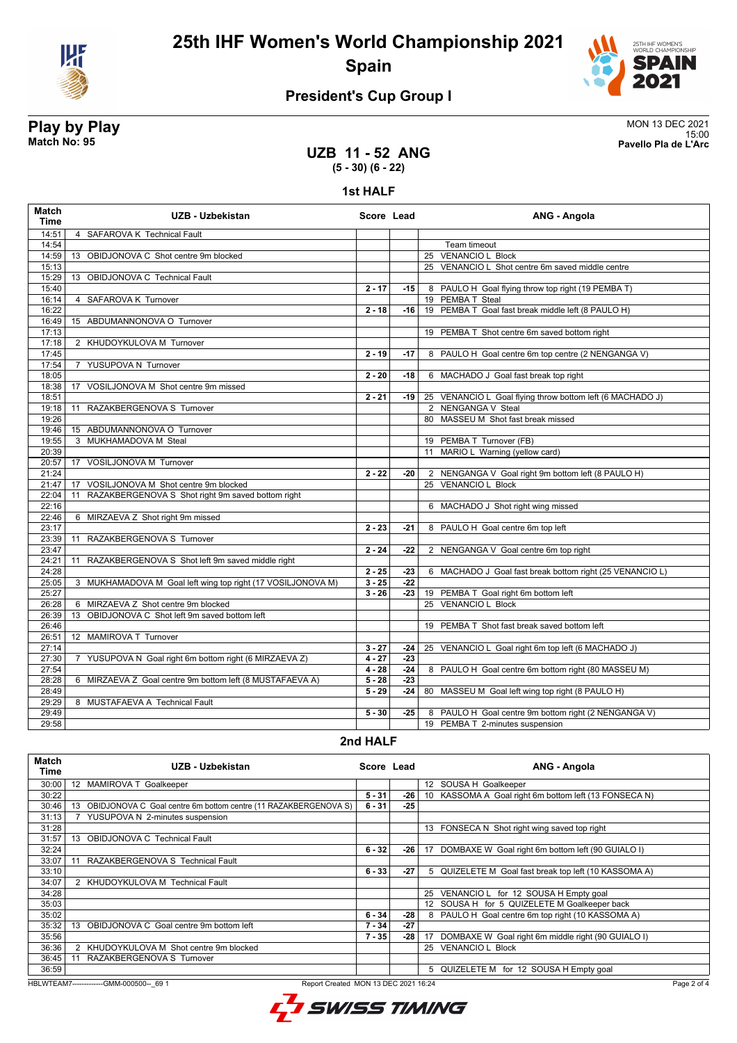# 25th IHF Women's World Championship 2021

## Spain

### President's Cup Group I

**Play by Play**
**Match No: 95**

MON 13 DEC 2021
15:00
**Pavello Pla de L'Arc**

## UZB 11 - 52 ANG
**(5 - 30) (6 - 22)**

### 1st HALF

| Match Time | UZB - Uzbekistan | Score | Lead | ANG - Angola |
|---|---|---|---|---|
| 14:51 | 4 SAFAROVA K Technical Fault | | | |
| 14:54 | | | | Team timeout |
| 14:59 | 13 OBIDJONOVA C Shot centre 9m blocked | | | 25 VENANCIO L Block |
| 15:13 | | | | 25 VENANCIO L Shot centre 6m saved middle centre |
| 15:29 | 13 OBIDJONOVA C Technical Fault | | | |
| 15:40 | | 2 - 17 | -15 | 8 PAULO H Goal flying throw top right (19 PEMBA T) |
| 16:14 | 4 SAFAROVA K Turnover | | | 19 PEMBA T Steal |
| 16:22 | | 2 - 18 | -16 | 19 PEMBA T Goal fast break middle left (8 PAULO H) |
| 16:49 | 15 ABDUMANNONOVA O Turnover | | | |
| 17:13 | | | | 19 PEMBA T Shot centre 6m saved bottom right |
| 17:18 | 2 KHUDOYKULOVA M Turnover | | | |
| 17:45 | | 2 - 19 | -17 | 8 PAULO H Goal centre 6m top centre (2 NENGANGA V) |
| 17:54 | 7 YUSUPOVA N Turnover | | | |
| 18:05 | | 2 - 20 | -18 | 6 MACHADO J Goal fast break top right |
| 18:38 | 17 VOSILJONOVA M Shot centre 9m missed | | | |
| 18:51 | | 2 - 21 | -19 | 25 VENANCIO L Goal flying throw bottom left (6 MACHADO J) |
| 19:18 | 11 RAZAKBERGENOVA S Turnover | | | 2 NENGANGA V Steal |
| 19:26 | | | | 80 MASSEU M Shot fast break missed |
| 19:46 | 15 ABDUMANNONOVA O Turnover | | | |
| 19:55 | 3 MUKHAMADOVA M Steal | | | 19 PEMBA T Turnover (FB) |
| 20:39 | | | | 11 MARIO L Warning (yellow card) |
| 20:57 | 17 VOSILJONOVA M Turnover | | | |
| 21:24 | | 2 - 22 | -20 | 2 NENGANGA V Goal right 9m bottom left (8 PAULO H) |
| 21:47 | 17 VOSILJONOVA M Shot centre 9m blocked | | | 25 VENANCIO L Block |
| 22:04 | 11 RAZAKBERGENOVA S Shot right 9m saved bottom right | | | |
| 22:16 | | | | 6 MACHADO J Shot right wing missed |
| 22:46 | 6 MIRZAEVA Z Shot right 9m missed | | | |
| 23:17 | | 2 - 23 | -21 | 8 PAULO H Goal centre 6m top left |
| 23:39 | 11 RAZAKBERGENOVA S Turnover | | | |
| 23:47 | | 2 - 24 | -22 | 2 NENGANGA V Goal centre 6m top right |
| 24:21 | 11 RAZAKBERGENOVA S Shot left 9m saved middle right | | | |
| 24:28 | | 2 - 25 | -23 | 6 MACHADO J Goal fast break bottom right (25 VENANCIO L) |
| 25:05 | 3 MUKHAMADOVA M Goal left wing top right (17 VOSILJONOVA M) | 3 - 25 | -22 | |
| 25:27 | | 3 - 26 | -23 | 19 PEMBA T Goal right 6m bottom left |
| 26:28 | 6 MIRZAEVA Z Shot centre 9m blocked | | | 25 VENANCIO L Block |
| 26:39 | 13 OBIDJONOVA C Shot left 9m saved bottom left | | | |
| 26:46 | | | | 19 PEMBA T Shot fast break saved bottom left |
| 26:51 | 12 MAMIROVA T Turnover | | | |
| 27:14 | | 3 - 27 | -24 | 25 VENANCIO L Goal right 6m top left (6 MACHADO J) |
| 27:30 | 7 YUSUPOVA N Goal right 6m bottom right (6 MIRZAEVA Z) | 4 - 27 | -23 | |
| 27:54 | | 4 - 28 | -24 | 8 PAULO H Goal centre 6m bottom right (80 MASSEU M) |
| 28:28 | 6 MIRZAEVA Z Goal centre 9m bottom left (8 MUSTAFAEVA A) | 5 - 28 | -23 | |
| 28:49 | | 5 - 29 | -24 | 80 MASSEU M Goal left wing top right (8 PAULO H) |
| 29:29 | 8 MUSTAFAEVA A Technical Fault | | | |
| 29:49 | | 5 - 30 | -25 | 8 PAULO H Goal centre 9m bottom right (2 NENGANGA V) |
| 29:58 | | | | 19 PEMBA T 2-minutes suspension |

### 2nd HALF

| Match Time | UZB - Uzbekistan | Score | Lead | ANG - Angola |
|---|---|---|---|---|
| 30:00 | 12 MAMIROVA T Goalkeeper | | | 12 SOUSA H Goalkeeper |
| 30:22 | | 5 - 31 | -26 | 10 KASSOMA A Goal right 6m bottom left (13 FONSECA N) |
| 30:46 | 13 OBIDJONOVA C Goal centre 6m bottom centre (11 RAZAKBERGENOVA S) | 6 - 31 | -25 | |
| 31:13 | 7 YUSUPOVA N 2-minutes suspension | | | |
| 31:28 | | | | 13 FONSECA N Shot right wing saved top right |
| 31:57 | 13 OBIDJONOVA C Technical Fault | | | |
| 32:24 | | 6 - 32 | -26 | 17 DOMBAXE W Goal right 6m bottom left (90 GUIALO I) |
| 33:07 | 11 RAZAKBERGENOVA S Technical Fault | | | |
| 33:10 | | 6 - 33 | -27 | 5 QUIZELETE M Goal fast break top left (10 KASSOMA A) |
| 34:07 | 2 KHUDOYKULOVA M Technical Fault | | | |
| 34:28 | | | | 25 VENANCIO L for 12 SOUSA H Empty goal |
| 35:03 | | | | 12 SOUSA H for 5 QUIZELETE M Goalkeeper back |
| 35:02 | | 6 - 34 | -28 | 8 PAULO H Goal centre 6m top right (10 KASSOMA A) |
| 35:32 | 13 OBIDJONOVA C Goal centre 9m bottom left | 7 - 34 | -27 | |
| 35:56 | | 7 - 35 | -28 | 17 DOMBAXE W Goal right 6m middle right (90 GUIALO I) |
| 36:36 | 2 KHUDOYKULOVA M Shot centre 9m blocked | | | 25 VENANCIO L Block |
| 36:45 | 11 RAZAKBERGENOVA S Turnover | | | |
| 36:59 | | | | 5 QUIZELETE M for 12 SOUSA H Empty goal |

HBLWTEAM7-------------GMM-000500--_69 1 Report Created MON 13 DEC 2021 16:24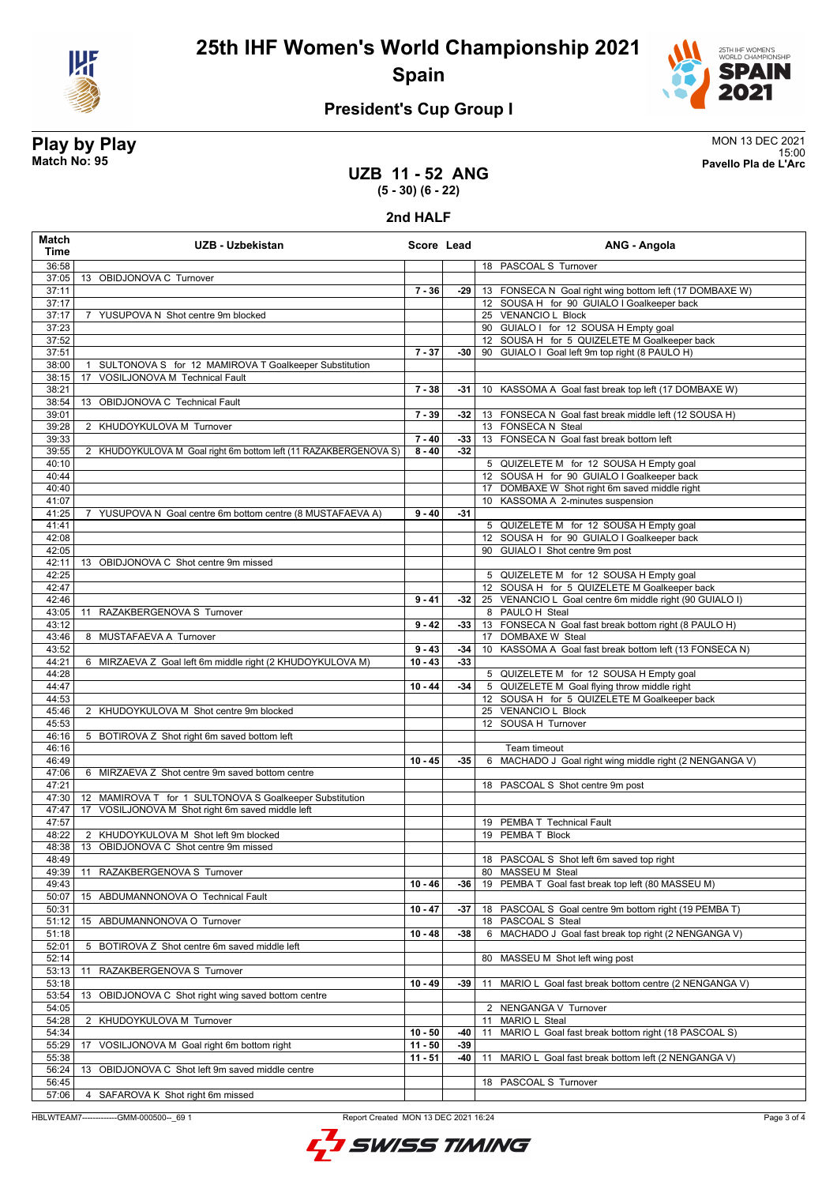# 25th IHF Women's World Championship 2021

## Spain

### President's Cup Group I

**Play by Play**
**Match No: 95**

MON 13 DEC 2021
15:00
**Pavello Pla de L'Arc**

## UZB 11 - 52 ANG

**(5 - 30) (6 - 22)**

### 2nd HALF

| Match Time | UZB - Uzbekistan | Score | Lead | ANG - Angola |
|---|---|---|---|---|
| 36:58 | | | | 18 PASCOAL S Turnover |
| 37:05 | 13 OBIDJONOVA C Turnover | | | |
| 37:11 | | 7 - 36 | -29 | 13 FONSECA N Goal right wing bottom left (17 DOMBAXE W) |
| 37:17 | | | | 12 SOUSA H for 90 GUIALO I Goalkeeper back |
| 37:17 | 7 YUSUPOVA N Shot centre 9m blocked | | | 25 VENANCIO L Block |
| 37:23 | | | | 90 GUIALO I for 12 SOUSA H Empty goal |
| 37:52 | | | | 12 SOUSA H for 5 QUIZELETE M Goalkeeper back |
| 37:51 | | 7 - 37 | -30 | 90 GUIALO I Goal left 9m top right (8 PAULO H) |
| 38:00 | 1 SULTONOVA S for 12 MAMIROVA T Goalkeeper Substitution | | | |
| 38:15 | 17 VOSILJONOVA M Technical Fault | | | |
| 38:21 | | 7 - 38 | -31 | 10 KASSOMA A Goal fast break top left (17 DOMBAXE W) |
| 38:54 | 13 OBIDJONOVA C Technical Fault | | | |
| 39:01 | | 7 - 39 | -32 | 13 FONSECA N Goal fast break middle left (12 SOUSA H) |
| 39:28 | 2 KHUDOYKULOVA M Turnover | | | 13 FONSECA N Steal |
| 39:33 | | 7 - 40 | -33 | 13 FONSECA N Goal fast break bottom left |
| 39:55 | 2 KHUDOYKULOVA M Goal right 6m bottom left (11 RAZAKBERGENOVA S) | 8 - 40 | -32 | |
| 40:10 | | | | 5 QUIZELETE M for 12 SOUSA H Empty goal |
| 40:44 | | | | 12 SOUSA H for 90 GUIALO I Goalkeeper back |
| 40:40 | | | | 17 DOMBAXE W Shot right 6m saved middle right |
| 41:07 | | | | 10 KASSOMA A 2-minutes suspension |
| 41:25 | 7 YUSUPOVA N Goal centre 6m bottom centre (8 MUSTAFAEVA A) | 9 - 40 | -31 | |
| 41:41 | | | | 5 QUIZELETE M for 12 SOUSA H Empty goal |
| 42:08 | | | | 12 SOUSA H for 90 GUIALO I Goalkeeper back |
| 42:05 | | | | 90 GUIALO I Shot centre 9m post |
| 42:11 | 13 OBIDJONOVA C Shot centre 9m missed | | | |
| 42:25 | | | | 5 QUIZELETE M for 12 SOUSA H Empty goal |
| 42:47 | | | | 12 SOUSA H for 5 QUIZELETE M Goalkeeper back |
| 42:46 | | 9 - 41 | -32 | 25 VENANCIO L Goal centre 6m middle right (90 GUIALO I) |
| 43:05 | 11 RAZAKBERGENOVA S Turnover | | | 8 PAULO H Steal |
| 43:12 | | 9 - 42 | -33 | 13 FONSECA N Goal fast break bottom right (8 PAULO H) |
| 43:46 | 8 MUSTAFAEVA A Turnover | | | 17 DOMBAXE W Steal |
| 43:52 | | 9 - 43 | -34 | 10 KASSOMA A Goal fast break bottom left (13 FONSECA N) |
| 44:21 | 6 MIRZAEVA Z Goal left 6m middle right (2 KHUDOYKULOVA M) | 10 - 43 | -33 | |
| 44:28 | | | | 5 QUIZELETE M for 12 SOUSA H Empty goal |
| 44:47 | | 10 - 44 | -34 | 5 QUIZELETE M Goal flying throw middle right |
| 44:53 | | | | 12 SOUSA H for 5 QUIZELETE M Goalkeeper back |
| 45:46 | 2 KHUDOYKULOVA M Shot centre 9m blocked | | | 25 VENANCIO L Block |
| 45:53 | | | | 12 SOUSA H Turnover |
| 46:16 | 5 BOTIROVA Z Shot right 6m saved bottom left | | | |
| 46:16 | | | | Team timeout |
| 46:49 | | 10 - 45 | -35 | 6 MACHADO J Goal right wing middle right (2 NENGANGA V) |
| 47:06 | 6 MIRZAEVA Z Shot centre 9m saved bottom centre | | | |
| 47:21 | | | | 18 PASCOAL S Shot centre 9m post |
| 47:30 | 12 MAMIROVA T for 1 SULTONOVA S Goalkeeper Substitution | | | |
| 47:47 | 17 VOSILJONOVA M Shot right 6m saved middle left | | | |
| 47:57 | | | | 19 PEMBA T Technical Fault |
| 48:22 | 2 KHUDOYKULOVA M Shot left 9m blocked | | | 19 PEMBA T Block |
| 48:38 | 13 OBIDJONOVA C Shot centre 9m missed | | | |
| 48:49 | | | | 18 PASCOAL S Shot left 6m saved top right |
| 49:39 | 11 RAZAKBERGENOVA S Turnover | | | 80 MASSEU M Steal |
| 49:43 | | 10 - 46 | -36 | 19 PEMBA T Goal fast break top left (80 MASSEU M) |
| 50:07 | 15 ABDUMANNONOVA O Technical Fault | | | |
| 50:31 | | 10 - 47 | -37 | 18 PASCOAL S Goal centre 9m bottom right (19 PEMBA T) |
| 51:12 | 15 ABDUMANNONOVA O Turnover | | | 18 PASCOAL S Steal |
| 51:18 | | 10 - 48 | -38 | 6 MACHADO J Goal fast break top right (2 NENGANGA V) |
| 52:01 | 5 BOTIROVA Z Shot centre 6m saved middle left | | | |
| 52:14 | | | | 80 MASSEU M Shot left wing post |
| 53:13 | 11 RAZAKBERGENOVA S Turnover | | | |
| 53:18 | | 10 - 49 | -39 | 11 MARIO L Goal fast break bottom centre (2 NENGANGA V) |
| 53:54 | 13 OBIDJONOVA C Shot right wing saved bottom centre | | | |
| 54:05 | | | | 2 NENGANGA V Turnover |
| 54:28 | 2 KHUDOYKULOVA M Turnover | | | 11 MARIO L Steal |
| 54:34 | | 10 - 50 | -40 | 11 MARIO L Goal fast break bottom right (18 PASCOAL S) |
| 55:29 | 17 VOSILJONOVA M Goal right 6m bottom right | 11 - 50 | -39 | |
| 55:38 | | 11 - 51 | -40 | 11 MARIO L Goal fast break bottom left (2 NENGANGA V) |
| 56:24 | 13 OBIDJONOVA C Shot left 9m saved middle centre | | | |
| 56:45 | | | | 18 PASCOAL S Turnover |
| 57:06 | 4 SAFAROVA K Shot right 6m missed | | | |

HBLWTEAM7-------------GMM-000500--_69 1 Report Created MON 13 DEC 2021 16:24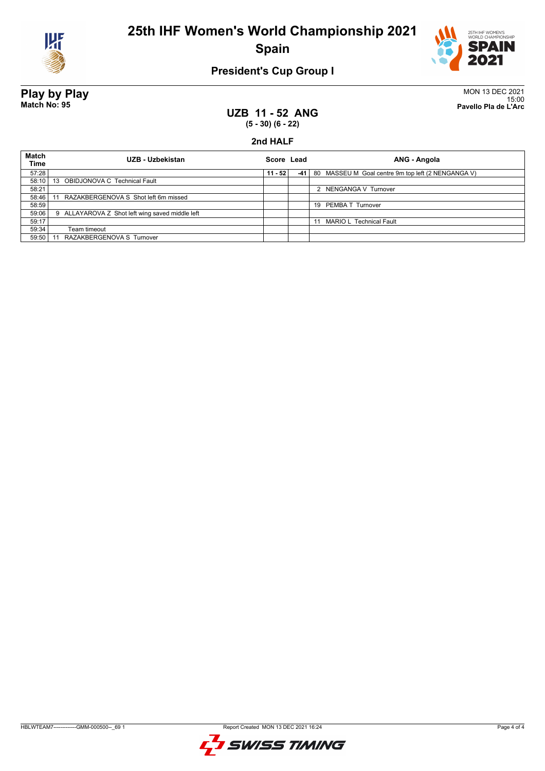# 25th IHF Women's World Championship 2021

## Spain

### President's Cup Group I

**Play by Play**
**Match No: 95**

MON 13 DEC 2021
15:00
**Pavello Pla de L'Arc**

## UZB 11 - 52 ANG

**(5 - 30) (6 - 22)**

### 2nd HALF

| Match Time | UZB - Uzbekistan | Score | Lead | ANG - Angola |
|---|---|---|---|---|
| 57:28 | | 11 - 52 | -41 | 80 MASSEU M Goal centre 9m top left (2 NENGANGA V) |
| 58:10 | 13 OBIDJONOVA C Technical Fault | | | |
| 58:21 | | | | 2 NENGANGA V Turnover |
| 58:46 | 11 RAZAKBERGENOVA S Shot left 6m missed | | | |
| 58:59 | | | | 19 PEMBA T Turnover |
| 59:06 | 9 ALLAYAROVA Z Shot left wing saved middle left | | | |
| 59:17 | | | | 11 MARIO L Technical Fault |
| 59:34 | Team timeout | | | |
| 59:50 | 11 RAZAKBERGENOVA S Turnover | | | |

HBLWTEAM7--------------GMM-000500--_69 1 Report Created MON 13 DEC 2021 16:24